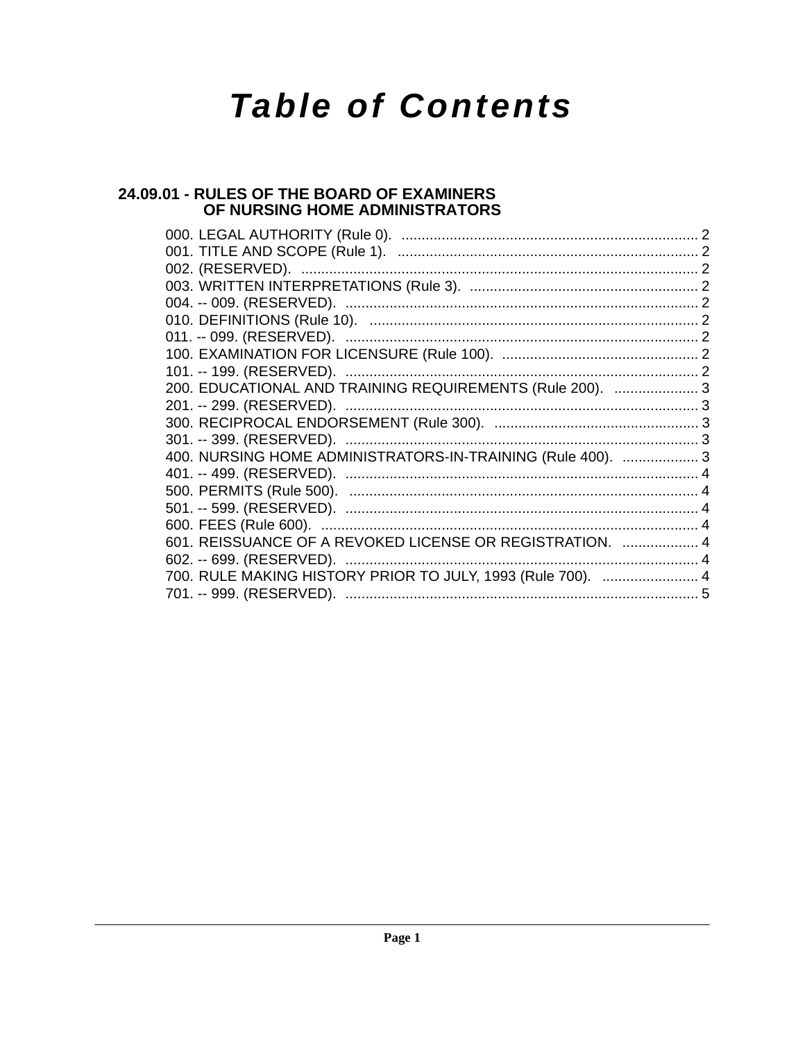# Table of Contents

## 24.09.01 - RULES OF THE BOARD OF EXAMINERS OF NURSING HOME ADMINISTRATORS

000. LEGAL AUTHORITY (Rule 0). ........................................................................ 2
001. TITLE AND SCOPE (Rule 1). ........................................................................ 2
002. (RESERVED). ................................................................................................ 2
003. WRITTEN INTERPRETATIONS (Rule 3). ........................................................ 2
004. -- 009. (RESERVED). ...................................................................................... 2
010. DEFINITIONS (Rule 10). ................................................................................ 2
011. -- 099. (RESERVED). ...................................................................................... 2
100. EXAMINATION FOR LICENSURE (Rule 100). ................................................ 2
101. -- 199. (RESERVED). ...................................................................................... 2
200. EDUCATIONAL AND TRAINING REQUIREMENTS (Rule 200). ..................... 3
201. -- 299. (RESERVED). ...................................................................................... 3
300. RECIPROCAL ENDORSEMENT (Rule 300). .................................................. 3
301. -- 399. (RESERVED). ...................................................................................... 3
400. NURSING HOME ADMINISTRATORS-IN-TRAINING (Rule 400). .................... 3
401. -- 499. (RESERVED). ...................................................................................... 4
500. PERMITS (Rule 500). ..................................................................................... 4
501. -- 599. (RESERVED). ...................................................................................... 4
600. FEES (Rule 600). ........................................................................................... 4
601. REISSUANCE OF A REVOKED LICENSE OR REGISTRATION. .................... 4
602. -- 699. (RESERVED). ...................................................................................... 4
700. RULE MAKING HISTORY PRIOR TO JULY, 1993 (Rule 700). ........................ 4
701. -- 999. (RESERVED). ...................................................................................... 5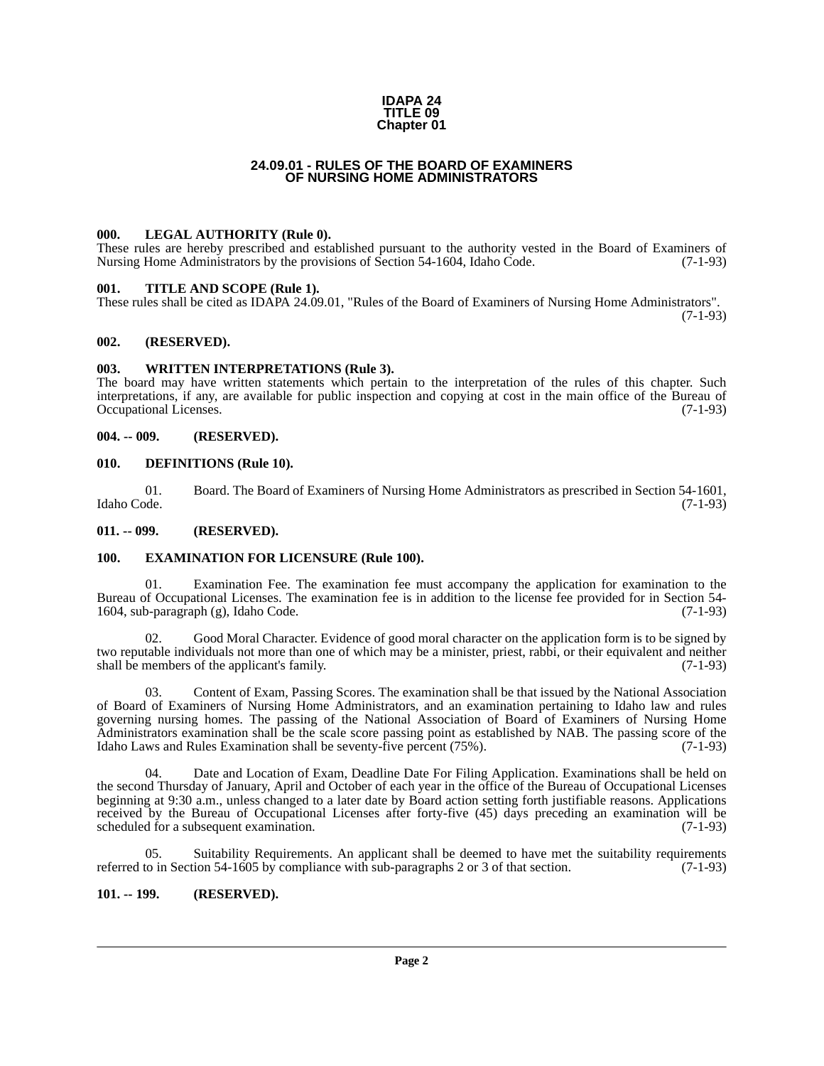**IDAPA 24**
**TITLE 09**
**Chapter 01**

# 24.09.01 - RULES OF THE BOARD OF EXAMINERS OF NURSING HOME ADMINISTRATORS

### 000. LEGAL AUTHORITY (Rule 0).

These rules are hereby prescribed and established pursuant to the authority vested in the Board of Examiners of Nursing Home Administrators by the provisions of Section 54-1604, Idaho Code. (7-1-93)

### 001. TITLE AND SCOPE (Rule 1).

These rules shall be cited as IDAPA 24.09.01, "Rules of the Board of Examiners of Nursing Home Administrators". (7-1-93)

### 002. (RESERVED).

### 003. WRITTEN INTERPRETATIONS (Rule 3).

The board may have written statements which pertain to the interpretation of the rules of this chapter. Such interpretations, if any, are available for public inspection and copying at cost in the main office of the Bureau of Occupational Licenses. (7-1-93)

### 004. -- 009. (RESERVED).

### 010. DEFINITIONS (Rule 10).

01. Board. The Board of Examiners of Nursing Home Administrators as prescribed in Section 54-1601, Idaho Code. (7-1-93)

### 011. -- 099. (RESERVED).

### 100. EXAMINATION FOR LICENSURE (Rule 100).

01. Examination Fee. The examination fee must accompany the application for examination to the Bureau of Occupational Licenses. The examination fee is in addition to the license fee provided for in Section 54-1604, sub-paragraph (g), Idaho Code. (7-1-93)

02. Good Moral Character. Evidence of good moral character on the application form is to be signed by two reputable individuals not more than one of which may be a minister, priest, rabbi, or their equivalent and neither shall be members of the applicant's family. (7-1-93)

03. Content of Exam, Passing Scores. The examination shall be that issued by the National Association of Board of Examiners of Nursing Home Administrators, and an examination pertaining to Idaho law and rules governing nursing homes. The passing of the National Association of Board of Examiners of Nursing Home Administrators examination shall be the scale score passing point as established by NAB. The passing score of the Idaho Laws and Rules Examination shall be seventy-five percent (75%). (7-1-93)

04. Date and Location of Exam, Deadline Date For Filing Application. Examinations shall be held on the second Thursday of January, April and October of each year in the office of the Bureau of Occupational Licenses beginning at 9:30 a.m., unless changed to a later date by Board action setting forth justifiable reasons. Applications received by the Bureau of Occupational Licenses after forty-five (45) days preceding an examination will be scheduled for a subsequent examination. (7-1-93)

05. Suitability Requirements. An applicant shall be deemed to have met the suitability requirements referred to in Section 54-1605 by compliance with sub-paragraphs 2 or 3 of that section. (7-1-93)

### 101. -- 199. (RESERVED).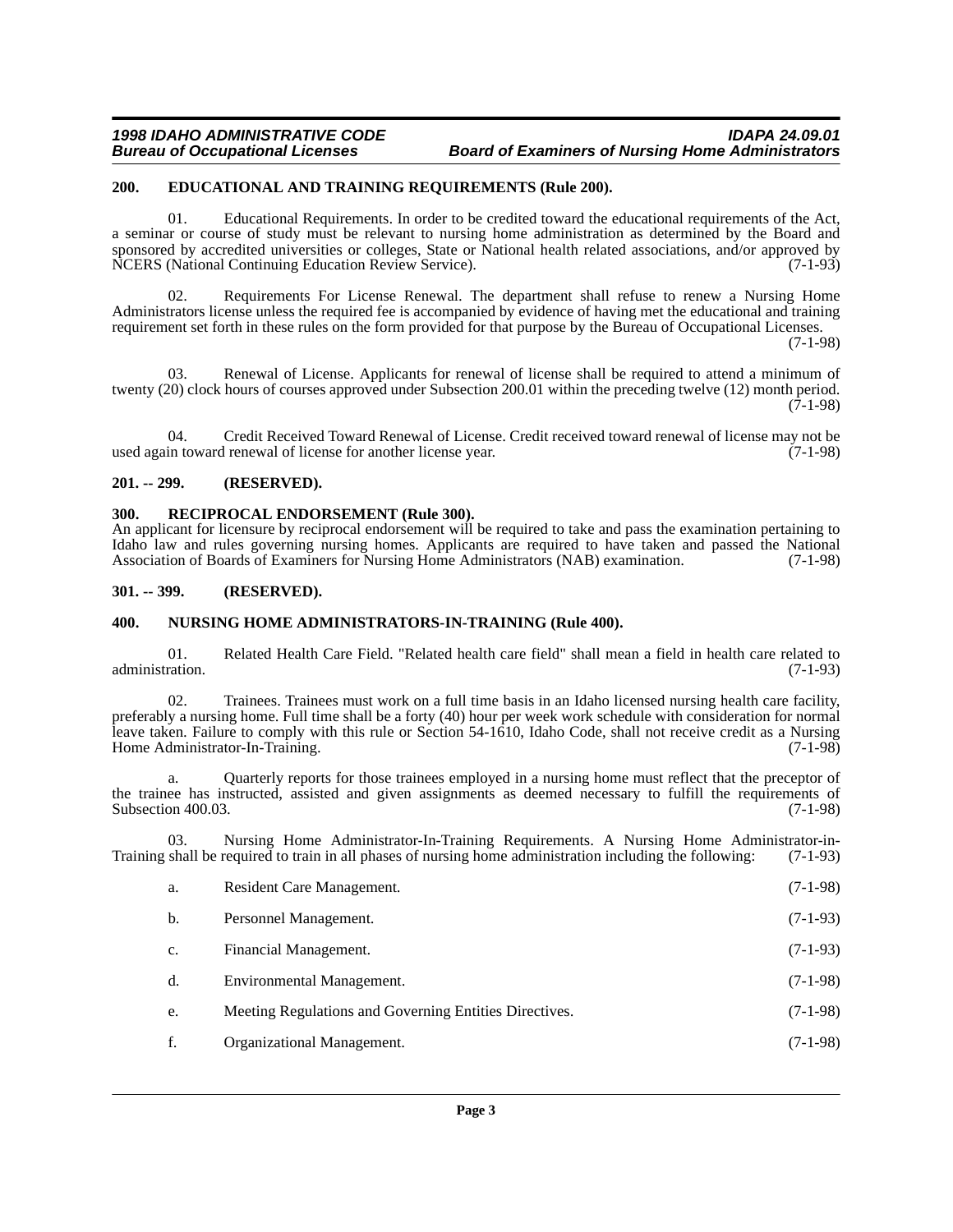## 200. EDUCATIONAL AND TRAINING REQUIREMENTS (Rule 200).

01. Educational Requirements. In order to be credited toward the educational requirements of the Act, a seminar or course of study must be relevant to nursing home administration as determined by the Board and sponsored by accredited universities or colleges, State or National health related associations, and/or approved by NCERS (National Continuing Education Review Service). (7-1-93)

02. Requirements For License Renewal. The department shall refuse to renew a Nursing Home Administrators license unless the required fee is accompanied by evidence of having met the educational and training requirement set forth in these rules on the form provided for that purpose by the Bureau of Occupational Licenses. (7-1-98)

03. Renewal of License. Applicants for renewal of license shall be required to attend a minimum of twenty (20) clock hours of courses approved under Subsection 200.01 within the preceding twelve (12) month period. (7-1-98)

04. Credit Received Toward Renewal of License. Credit received toward renewal of license may not be used again toward renewal of license for another license year. (7-1-98)

## 201. -- 299. (RESERVED).

## 300. RECIPROCAL ENDORSEMENT (Rule 300).

An applicant for licensure by reciprocal endorsement will be required to take and pass the examination pertaining to Idaho law and rules governing nursing homes. Applicants are required to have taken and passed the National Association of Boards of Examiners for Nursing Home Administrators (NAB) examination. (7-1-98)

## 301. -- 399. (RESERVED).

## 400. NURSING HOME ADMINISTRATORS-IN-TRAINING (Rule 400).

01. Related Health Care Field. "Related health care field" shall mean a field in health care related to administration. (7-1-93)

02. Trainees. Trainees must work on a full time basis in an Idaho licensed nursing health care facility, preferably a nursing home. Full time shall be a forty (40) hour per week work schedule with consideration for normal leave taken. Failure to comply with this rule or Section 54-1610, Idaho Code, shall not receive credit as a Nursing Home Administrator-In-Training. (7-1-98)

a. Quarterly reports for those trainees employed in a nursing home must reflect that the preceptor of the trainee has instructed, assisted and given assignments as deemed necessary to fulfill the requirements of Subsection 400.03. (7-1-98)

03. Nursing Home Administrator-In-Training Requirements. A Nursing Home Administrator-in-Training shall be required to train in all phases of nursing home administration including the following: (7-1-93)

a. Resident Care Management. (7-1-98)

b. Personnel Management. (7-1-93)

c. Financial Management. (7-1-93)

d. Environmental Management. (7-1-98)

e. Meeting Regulations and Governing Entities Directives. (7-1-98)

f. Organizational Management. (7-1-98)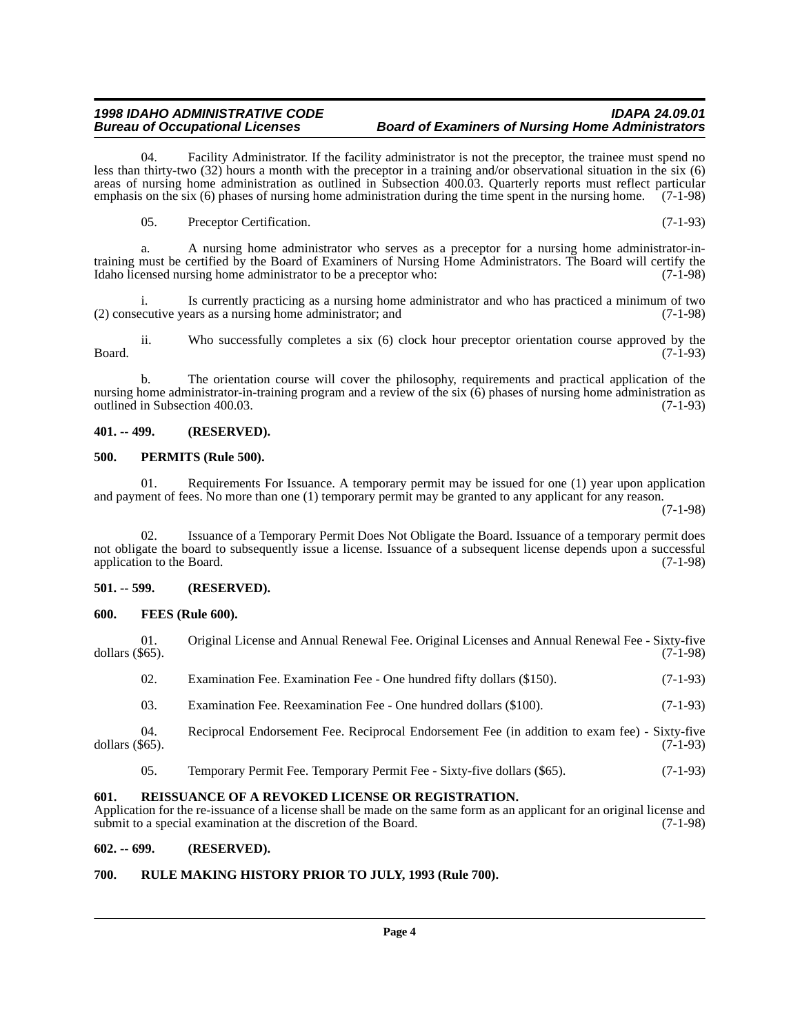04. Facility Administrator. If the facility administrator is not the preceptor, the trainee must spend no less than thirty-two (32) hours a month with the preceptor in a training and/or observational situation in the six (6) areas of nursing home administration as outlined in Subsection 400.03. Quarterly reports must reflect particular emphasis on the six (6) phases of nursing home administration during the time spent in the nursing home. (7-1-98)

05. Preceptor Certification. (7-1-93)

a. A nursing home administrator who serves as a preceptor for a nursing home administrator-in-training must be certified by the Board of Examiners of Nursing Home Administrators. The Board will certify the Idaho licensed nursing home administrator to be a preceptor who: (7-1-98)

i. Is currently practicing as a nursing home administrator and who has practiced a minimum of two (2) consecutive years as a nursing home administrator; and (7-1-98)

ii. Who successfully completes a six (6) clock hour preceptor orientation course approved by the Board. (7-1-93)

b. The orientation course will cover the philosophy, requirements and practical application of the nursing home administrator-in-training program and a review of the six (6) phases of nursing home administration as outlined in Subsection 400.03. (7-1-93)

**401. -- 499. (RESERVED).**

**500. PERMITS (Rule 500).**

01. Requirements For Issuance. A temporary permit may be issued for one (1) year upon application and payment of fees. No more than one (1) temporary permit may be granted to any applicant for any reason. (7-1-98)

02. Issuance of a Temporary Permit Does Not Obligate the Board. Issuance of a temporary permit does not obligate the board to subsequently issue a license. Issuance of a subsequent license depends upon a successful application to the Board. (7-1-98)

**501. -- 599. (RESERVED).**

**600. FEES (Rule 600).**

01. Original License and Annual Renewal Fee. Original Licenses and Annual Renewal Fee - Sixty-five dollars ($65). (7-1-98)

02. Examination Fee. Examination Fee - One hundred fifty dollars ($150). (7-1-93)

03. Examination Fee. Reexamination Fee - One hundred dollars ($100). (7-1-93)

04. Reciprocal Endorsement Fee. Reciprocal Endorsement Fee (in addition to exam fee) - Sixty-five dollars ($65). (7-1-93)

05. Temporary Permit Fee. Temporary Permit Fee - Sixty-five dollars ($65). (7-1-93)

**601. REISSUANCE OF A REVOKED LICENSE OR REGISTRATION.**

Application for the re-issuance of a license shall be made on the same form as an applicant for an original license and submit to a special examination at the discretion of the Board. (7-1-98)

**602. -- 699. (RESERVED).**

**700. RULE MAKING HISTORY PRIOR TO JULY, 1993 (Rule 700).**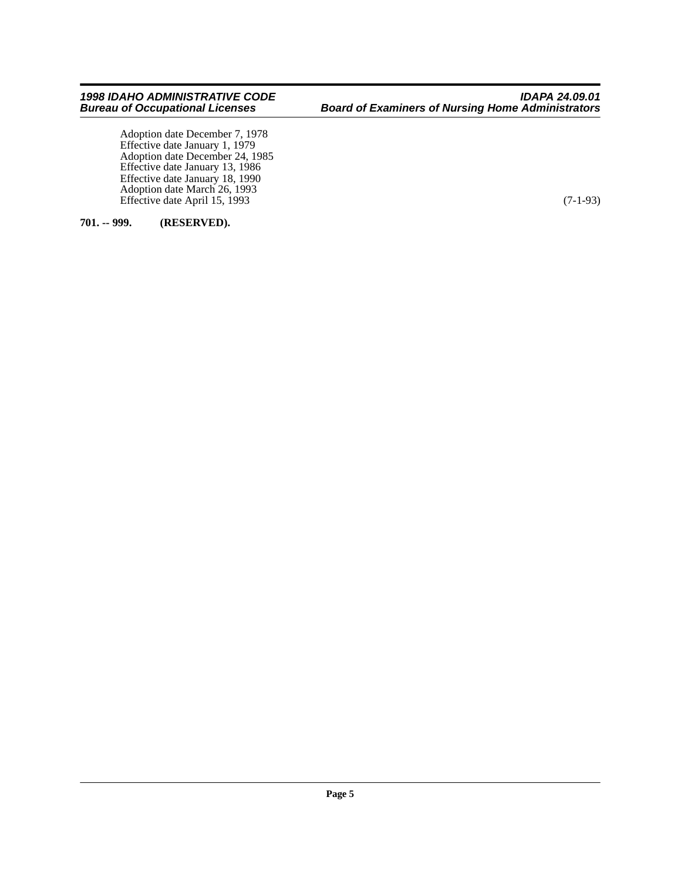Adoption date December 7, 1978
Effective date January 1, 1979
Adoption date December 24, 1985
Effective date January 13, 1986
Effective date January 18, 1990
Adoption date March 26, 1993
Effective date April 15, 1993 (7-1-93)

**701. -- 999. (RESERVED).**